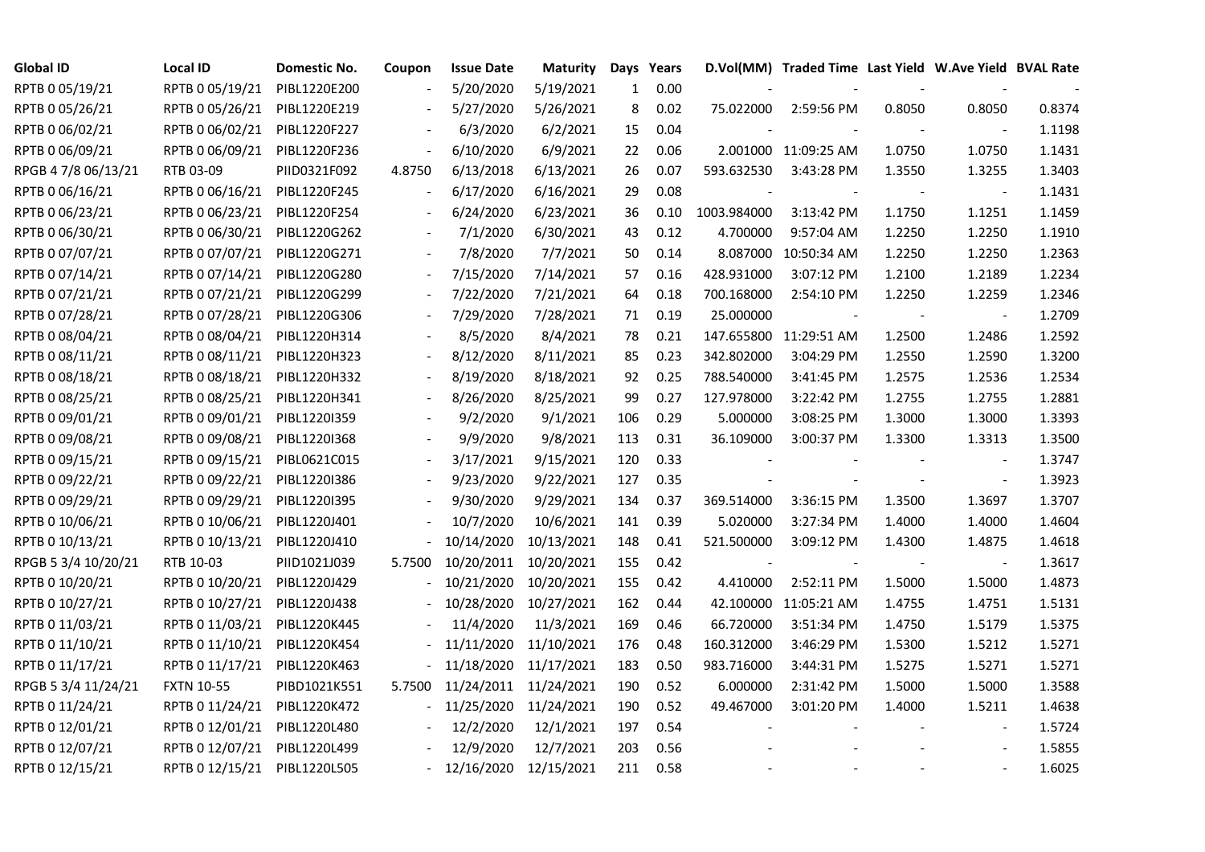| Global ID | Local ID | Domestic No. | Coupon | Issue Date | Maturity | Days | Years | D.Vol(MM) | Traded Time | Last Yield | W.Ave Yield | BVAL Rate |
|---|---|---|---|---|---|---|---|---|---|---|---|---|
| RPTB 0 05/19/21 | RPTB 0 05/19/21 | PIBL1220E200 | - | 5/20/2020 | 5/19/2021 | 1 | 0.00 | - | - | - | - | - |
| RPTB 0 05/26/21 | RPTB 0 05/26/21 | PIBL1220E219 | - | 5/27/2020 | 5/26/2021 | 8 | 0.02 | 75.022000 | 2:59:56 PM | 0.8050 | 0.8050 | 0.8374 |
| RPTB 0 06/02/21 | RPTB 0 06/02/21 | PIBL1220F227 | - | 6/3/2020 | 6/2/2021 | 15 | 0.04 | - | - | - | - | 1.1198 |
| RPTB 0 06/09/21 | RPTB 0 06/09/21 | PIBL1220F236 | - | 6/10/2020 | 6/9/2021 | 22 | 0.06 | 2.001000 | 11:09:25 AM | 1.0750 | 1.0750 | 1.1431 |
| RPGB 4 7/8 06/13/21 | RTB 03-09 | PIID0321F092 | 4.8750 | 6/13/2018 | 6/13/2021 | 26 | 0.07 | 593.632530 | 3:43:28 PM | 1.3550 | 1.3255 | 1.3403 |
| RPTB 0 06/16/21 | RPTB 0 06/16/21 | PIBL1220F245 | - | 6/17/2020 | 6/16/2021 | 29 | 0.08 | - | - | - | - | 1.1431 |
| RPTB 0 06/23/21 | RPTB 0 06/23/21 | PIBL1220F254 | - | 6/24/2020 | 6/23/2021 | 36 | 0.10 | 1003.984000 | 3:13:42 PM | 1.1750 | 1.1251 | 1.1459 |
| RPTB 0 06/30/21 | RPTB 0 06/30/21 | PIBL1220G262 | - | 7/1/2020 | 6/30/2021 | 43 | 0.12 | 4.700000 | 9:57:04 AM | 1.2250 | 1.2250 | 1.1910 |
| RPTB 0 07/07/21 | RPTB 0 07/07/21 | PIBL1220G271 | - | 7/8/2020 | 7/7/2021 | 50 | 0.14 | 8.087000 | 10:50:34 AM | 1.2250 | 1.2250 | 1.2363 |
| RPTB 0 07/14/21 | RPTB 0 07/14/21 | PIBL1220G280 | - | 7/15/2020 | 7/14/2021 | 57 | 0.16 | 428.931000 | 3:07:12 PM | 1.2100 | 1.2189 | 1.2234 |
| RPTB 0 07/21/21 | RPTB 0 07/21/21 | PIBL1220G299 | - | 7/22/2020 | 7/21/2021 | 64 | 0.18 | 700.168000 | 2:54:10 PM | 1.2250 | 1.2259 | 1.2346 |
| RPTB 0 07/28/21 | RPTB 0 07/28/21 | PIBL1220G306 | - | 7/29/2020 | 7/28/2021 | 71 | 0.19 | 25.000000 | - | - | - | 1.2709 |
| RPTB 0 08/04/21 | RPTB 0 08/04/21 | PIBL1220H314 | - | 8/5/2020 | 8/4/2021 | 78 | 0.21 | 147.655800 | 11:29:51 AM | 1.2500 | 1.2486 | 1.2592 |
| RPTB 0 08/11/21 | RPTB 0 08/11/21 | PIBL1220H323 | - | 8/12/2020 | 8/11/2021 | 85 | 0.23 | 342.802000 | 3:04:29 PM | 1.2550 | 1.2590 | 1.3200 |
| RPTB 0 08/18/21 | RPTB 0 08/18/21 | PIBL1220H332 | - | 8/19/2020 | 8/18/2021 | 92 | 0.25 | 788.540000 | 3:41:45 PM | 1.2575 | 1.2536 | 1.2534 |
| RPTB 0 08/25/21 | RPTB 0 08/25/21 | PIBL1220H341 | - | 8/26/2020 | 8/25/2021 | 99 | 0.27 | 127.978000 | 3:22:42 PM | 1.2755 | 1.2755 | 1.2881 |
| RPTB 0 09/01/21 | RPTB 0 09/01/21 | PIBL1220I359 | - | 9/2/2020 | 9/1/2021 | 106 | 0.29 | 5.000000 | 3:08:25 PM | 1.3000 | 1.3000 | 1.3393 |
| RPTB 0 09/08/21 | RPTB 0 09/08/21 | PIBL1220I368 | - | 9/9/2020 | 9/8/2021 | 113 | 0.31 | 36.109000 | 3:00:37 PM | 1.3300 | 1.3313 | 1.3500 |
| RPTB 0 09/15/21 | RPTB 0 09/15/21 | PIBL0621C015 | - | 3/17/2021 | 9/15/2021 | 120 | 0.33 | - | - | - | - | 1.3747 |
| RPTB 0 09/22/21 | RPTB 0 09/22/21 | PIBL1220I386 | - | 9/23/2020 | 9/22/2021 | 127 | 0.35 | - | - | - | - | 1.3923 |
| RPTB 0 09/29/21 | RPTB 0 09/29/21 | PIBL1220I395 | - | 9/30/2020 | 9/29/2021 | 134 | 0.37 | 369.514000 | 3:36:15 PM | 1.3500 | 1.3697 | 1.3707 |
| RPTB 0 10/06/21 | RPTB 0 10/06/21 | PIBL1220J401 | - | 10/7/2020 | 10/6/2021 | 141 | 0.39 | 5.020000 | 3:27:34 PM | 1.4000 | 1.4000 | 1.4604 |
| RPTB 0 10/13/21 | RPTB 0 10/13/21 | PIBL1220J410 | - | 10/14/2020 | 10/13/2021 | 148 | 0.41 | 521.500000 | 3:09:12 PM | 1.4300 | 1.4875 | 1.4618 |
| RPGB 5 3/4 10/20/21 | RTB 10-03 | PIID1021J039 | 5.7500 | 10/20/2011 | 10/20/2021 | 155 | 0.42 | - | - | - | - | 1.3617 |
| RPTB 0 10/20/21 | RPTB 0 10/20/21 | PIBL1220J429 | - | 10/21/2020 | 10/20/2021 | 155 | 0.42 | 4.410000 | 2:52:11 PM | 1.5000 | 1.5000 | 1.4873 |
| RPTB 0 10/27/21 | RPTB 0 10/27/21 | PIBL1220J438 | - | 10/28/2020 | 10/27/2021 | 162 | 0.44 | 42.100000 | 11:05:21 AM | 1.4755 | 1.4751 | 1.5131 |
| RPTB 0 11/03/21 | RPTB 0 11/03/21 | PIBL1220K445 | - | 11/4/2020 | 11/3/2021 | 169 | 0.46 | 66.720000 | 3:51:34 PM | 1.4750 | 1.5179 | 1.5375 |
| RPTB 0 11/10/21 | RPTB 0 11/10/21 | PIBL1220K454 | - | 11/11/2020 | 11/10/2021 | 176 | 0.48 | 160.312000 | 3:46:29 PM | 1.5300 | 1.5212 | 1.5271 |
| RPTB 0 11/17/21 | RPTB 0 11/17/21 | PIBL1220K463 | - | 11/18/2020 | 11/17/2021 | 183 | 0.50 | 983.716000 | 3:44:31 PM | 1.5275 | 1.5271 | 1.5271 |
| RPGB 5 3/4 11/24/21 | FXTN 10-55 | PIBD1021K551 | 5.7500 | 11/24/2011 | 11/24/2021 | 190 | 0.52 | 6.000000 | 2:31:42 PM | 1.5000 | 1.5000 | 1.3588 |
| RPTB 0 11/24/21 | RPTB 0 11/24/21 | PIBL1220K472 | - | 11/25/2020 | 11/24/2021 | 190 | 0.52 | 49.467000 | 3:01:20 PM | 1.4000 | 1.5211 | 1.4638 |
| RPTB 0 12/01/21 | RPTB 0 12/01/21 | PIBL1220L480 | - | 12/2/2020 | 12/1/2021 | 197 | 0.54 | - | - | - | - | 1.5724 |
| RPTB 0 12/07/21 | RPTB 0 12/07/21 | PIBL1220L499 | - | 12/9/2020 | 12/7/2021 | 203 | 0.56 | - | - | - | - | 1.5855 |
| RPTB 0 12/15/21 | RPTB 0 12/15/21 | PIBL1220L505 | - | 12/16/2020 | 12/15/2021 | 211 | 0.58 | - | - | - | - | 1.6025 |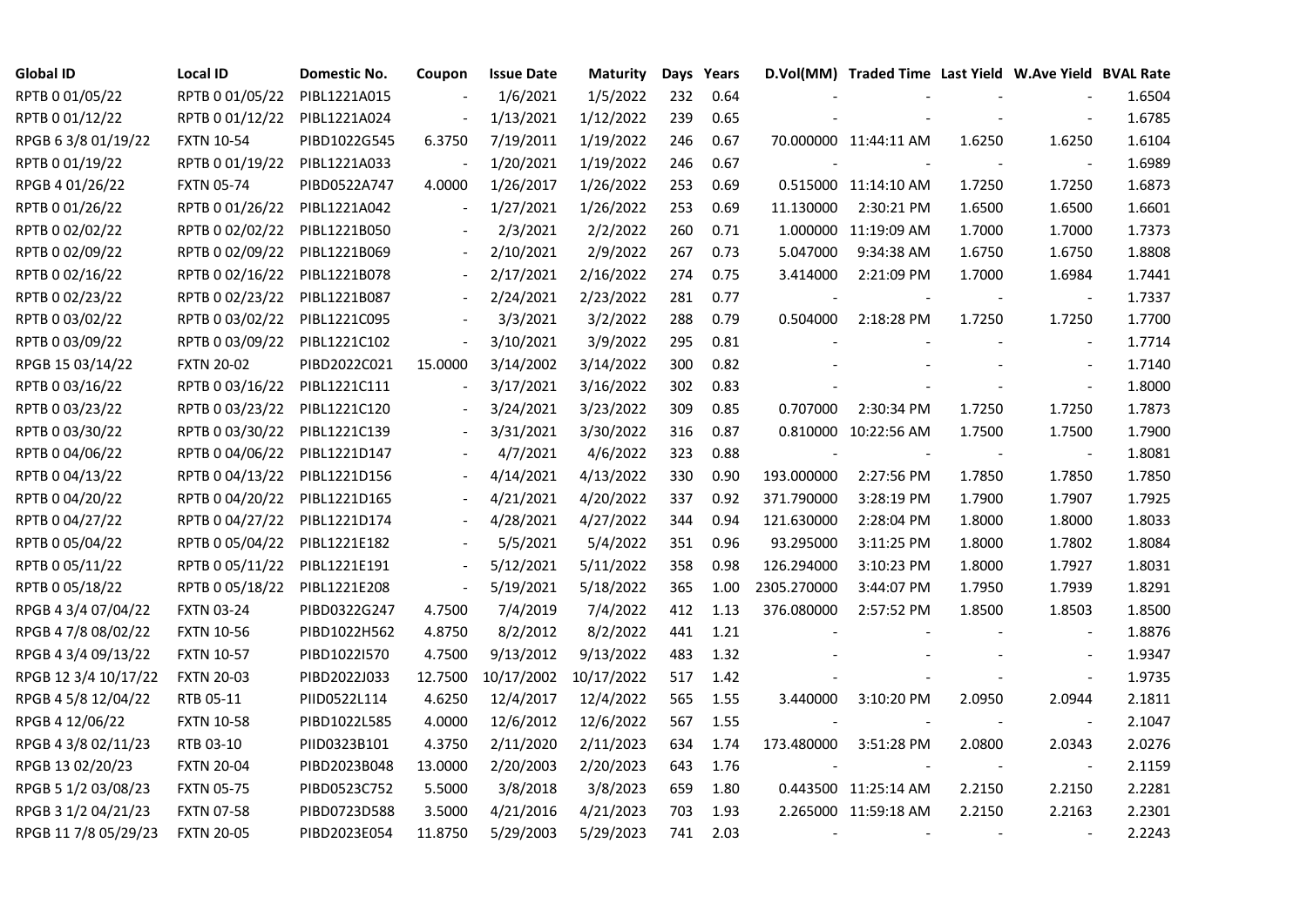| Global ID | Local ID | Domestic No. | Coupon | Issue Date | Maturity | Days | Years | D.Vol(MM) | Traded Time | Last Yield | W.Ave Yield | BVAL Rate |
|---|---|---|---|---|---|---|---|---|---|---|---|---|
| RPTB 0 01/05/22 | RPTB 0 01/05/22 | PIBL1221A015 | - | 1/6/2021 | 1/5/2022 | 232 | 0.64 | - | - | - | - | 1.6504 |
| RPTB 0 01/12/22 | RPTB 0 01/12/22 | PIBL1221A024 | - | 1/13/2021 | 1/12/2022 | 239 | 0.65 | - | - | - | - | 1.6785 |
| RPGB 6 3/8 01/19/22 | FXTN 10-54 | PIBD1022G545 | 6.3750 | 7/19/2011 | 1/19/2022 | 246 | 0.67 | 70.000000 | 11:44:11 AM | 1.6250 | 1.6250 | 1.6104 |
| RPTB 0 01/19/22 | RPTB 0 01/19/22 | PIBL1221A033 | - | 1/20/2021 | 1/19/2022 | 246 | 0.67 | - | - | - | - | 1.6989 |
| RPGB 4 01/26/22 | FXTN 05-74 | PIBD0522A747 | 4.0000 | 1/26/2017 | 1/26/2022 | 253 | 0.69 | 0.515000 | 11:14:10 AM | 1.7250 | 1.7250 | 1.6873 |
| RPTB 0 01/26/22 | RPTB 0 01/26/22 | PIBL1221A042 | - | 1/27/2021 | 1/26/2022 | 253 | 0.69 | 11.130000 | 2:30:21 PM | 1.6500 | 1.6500 | 1.6601 |
| RPTB 0 02/02/22 | RPTB 0 02/02/22 | PIBL1221B050 | - | 2/3/2021 | 2/2/2022 | 260 | 0.71 | 1.000000 | 11:19:09 AM | 1.7000 | 1.7000 | 1.7373 |
| RPTB 0 02/09/22 | RPTB 0 02/09/22 | PIBL1221B069 | - | 2/10/2021 | 2/9/2022 | 267 | 0.73 | 5.047000 | 9:34:38 AM | 1.6750 | 1.6750 | 1.8808 |
| RPTB 0 02/16/22 | RPTB 0 02/16/22 | PIBL1221B078 | - | 2/17/2021 | 2/16/2022 | 274 | 0.75 | 3.414000 | 2:21:09 PM | 1.7000 | 1.6984 | 1.7441 |
| RPTB 0 02/23/22 | RPTB 0 02/23/22 | PIBL1221B087 | - | 2/24/2021 | 2/23/2022 | 281 | 0.77 | - | - | - | - | 1.7337 |
| RPTB 0 03/02/22 | RPTB 0 03/02/22 | PIBL1221C095 | - | 3/3/2021 | 3/2/2022 | 288 | 0.79 | 0.504000 | 2:18:28 PM | 1.7250 | 1.7250 | 1.7700 |
| RPTB 0 03/09/22 | RPTB 0 03/09/22 | PIBL1221C102 | - | 3/10/2021 | 3/9/2022 | 295 | 0.81 | - | - | - | - | 1.7714 |
| RPGB 15 03/14/22 | FXTN 20-02 | PIBD2022C021 | 15.0000 | 3/14/2002 | 3/14/2022 | 300 | 0.82 | - | - | - | - | 1.7140 |
| RPTB 0 03/16/22 | RPTB 0 03/16/22 | PIBL1221C111 | - | 3/17/2021 | 3/16/2022 | 302 | 0.83 | - | - | - | - | 1.8000 |
| RPTB 0 03/23/22 | RPTB 0 03/23/22 | PIBL1221C120 | - | 3/24/2021 | 3/23/2022 | 309 | 0.85 | 0.707000 | 2:30:34 PM | 1.7250 | 1.7250 | 1.7873 |
| RPTB 0 03/30/22 | RPTB 0 03/30/22 | PIBL1221C139 | - | 3/31/2021 | 3/30/2022 | 316 | 0.87 | 0.810000 | 10:22:56 AM | 1.7500 | 1.7500 | 1.7900 |
| RPTB 0 04/06/22 | RPTB 0 04/06/22 | PIBL1221D147 | - | 4/7/2021 | 4/6/2022 | 323 | 0.88 | - | - | - | - | 1.8081 |
| RPTB 0 04/13/22 | RPTB 0 04/13/22 | PIBL1221D156 | - | 4/14/2021 | 4/13/2022 | 330 | 0.90 | 193.000000 | 2:27:56 PM | 1.7850 | 1.7850 | 1.7850 |
| RPTB 0 04/20/22 | RPTB 0 04/20/22 | PIBL1221D165 | - | 4/21/2021 | 4/20/2022 | 337 | 0.92 | 371.790000 | 3:28:19 PM | 1.7900 | 1.7907 | 1.7925 |
| RPTB 0 04/27/22 | RPTB 0 04/27/22 | PIBL1221D174 | - | 4/28/2021 | 4/27/2022 | 344 | 0.94 | 121.630000 | 2:28:04 PM | 1.8000 | 1.8000 | 1.8033 |
| RPTB 0 05/04/22 | RPTB 0 05/04/22 | PIBL1221E182 | - | 5/5/2021 | 5/4/2022 | 351 | 0.96 | 93.295000 | 3:11:25 PM | 1.8000 | 1.7802 | 1.8084 |
| RPTB 0 05/11/22 | RPTB 0 05/11/22 | PIBL1221E191 | - | 5/12/2021 | 5/11/2022 | 358 | 0.98 | 126.294000 | 3:10:23 PM | 1.8000 | 1.7927 | 1.8031 |
| RPTB 0 05/18/22 | RPTB 0 05/18/22 | PIBL1221E208 | - | 5/19/2021 | 5/18/2022 | 365 | 1.00 | 2305.270000 | 3:44:07 PM | 1.7950 | 1.7939 | 1.8291 |
| RPGB 4 3/4 07/04/22 | FXTN 03-24 | PIBD0322G247 | 4.7500 | 7/4/2019 | 7/4/2022 | 412 | 1.13 | 376.080000 | 2:57:52 PM | 1.8500 | 1.8503 | 1.8500 |
| RPGB 4 7/8 08/02/22 | FXTN 10-56 | PIBD1022H562 | 4.8750 | 8/2/2012 | 8/2/2022 | 441 | 1.21 | - | - | - | - | 1.8876 |
| RPGB 4 3/4 09/13/22 | FXTN 10-57 | PIBD1022I570 | 4.7500 | 9/13/2012 | 9/13/2022 | 483 | 1.32 | - | - | - | - | 1.9347 |
| RPGB 12 3/4 10/17/22 | FXTN 20-03 | PIBD2022J033 | 12.7500 | 10/17/2002 | 10/17/2022 | 517 | 1.42 | - | - | - | - | 1.9735 |
| RPGB 4 5/8 12/04/22 | RTB 05-11 | PIID0522L114 | 4.6250 | 12/4/2017 | 12/4/2022 | 565 | 1.55 | 3.440000 | 3:10:20 PM | 2.0950 | 2.0944 | 2.1811 |
| RPGB 4 12/06/22 | FXTN 10-58 | PIBD1022L585 | 4.0000 | 12/6/2012 | 12/6/2022 | 567 | 1.55 | - | - | - | - | 2.1047 |
| RPGB 4 3/8 02/11/23 | RTB 03-10 | PIID0323B101 | 4.3750 | 2/11/2020 | 2/11/2023 | 634 | 1.74 | 173.480000 | 3:51:28 PM | 2.0800 | 2.0343 | 2.0276 |
| RPGB 13 02/20/23 | FXTN 20-04 | PIBD2023B048 | 13.0000 | 2/20/2003 | 2/20/2023 | 643 | 1.76 | - | - | - | - | 2.1159 |
| RPGB 5 1/2 03/08/23 | FXTN 05-75 | PIBD0523C752 | 5.5000 | 3/8/2018 | 3/8/2023 | 659 | 1.80 | 0.443500 | 11:25:14 AM | 2.2150 | 2.2150 | 2.2281 |
| RPGB 3 1/2 04/21/23 | FXTN 07-58 | PIBD0723D588 | 3.5000 | 4/21/2016 | 4/21/2023 | 703 | 1.93 | 2.265000 | 11:59:18 AM | 2.2150 | 2.2163 | 2.2301 |
| RPGB 11 7/8 05/29/23 | FXTN 20-05 | PIBD2023E054 | 11.8750 | 5/29/2003 | 5/29/2023 | 741 | 2.03 | - | - | - | - | 2.2243 |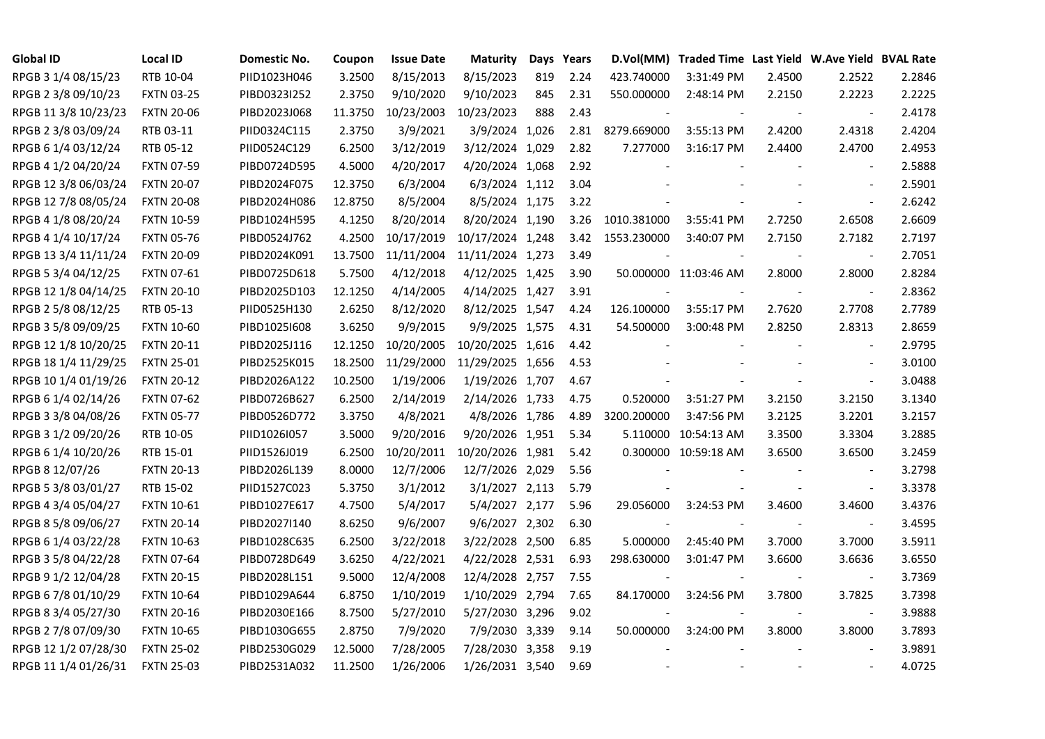| Global ID | Local ID | Domestic No. | Coupon | Issue Date | Maturity | Days | Years | D.Vol(MM) | Traded Time | Last Yield | W.Ave Yield | BVAL Rate |
|---|---|---|---|---|---|---|---|---|---|---|---|---|
| RPGB 3 1/4 08/15/23 | RTB 10-04 | PIID1023H046 | 3.2500 | 8/15/2013 | 8/15/2023 | 819 | 2.24 | 423.740000 | 3:31:49 PM | 2.4500 | 2.2522 | 2.2846 |
| RPGB 2 3/8 09/10/23 | FXTN 03-25 | PIBD0323I252 | 2.3750 | 9/10/2020 | 9/10/2023 | 845 | 2.31 | 550.000000 | 2:48:14 PM | 2.2150 | 2.2223 | 2.2225 |
| RPGB 11 3/8 10/23/23 | FXTN 20-06 | PIBD2023J068 | 11.3750 | 10/23/2003 | 10/23/2023 | 888 | 2.43 | - | - | - | - | 2.4178 |
| RPGB 2 3/8 03/09/24 | RTB 03-11 | PIID0324C115 | 2.3750 | 3/9/2021 | 3/9/2024 | 1,026 | 2.81 | 8279.669000 | 3:55:13 PM | 2.4200 | 2.4318 | 2.4204 |
| RPGB 6 1/4 03/12/24 | RTB 05-12 | PIID0524C129 | 6.2500 | 3/12/2019 | 3/12/2024 | 1,029 | 2.82 | 7.277000 | 3:16:17 PM | 2.4400 | 2.4700 | 2.4953 |
| RPGB 4 1/2 04/20/24 | FXTN 07-59 | PIBD0724D595 | 4.5000 | 4/20/2017 | 4/20/2024 | 1,068 | 2.92 | - | - | - | - | 2.5888 |
| RPGB 12 3/8 06/03/24 | FXTN 20-07 | PIBD2024F075 | 12.3750 | 6/3/2004 | 6/3/2024 | 1,112 | 3.04 | - | - | - | - | 2.5901 |
| RPGB 12 7/8 08/05/24 | FXTN 20-08 | PIBD2024H086 | 12.8750 | 8/5/2004 | 8/5/2024 | 1,175 | 3.22 | - | - | - | - | 2.6242 |
| RPGB 4 1/8 08/20/24 | FXTN 10-59 | PIBD1024H595 | 4.1250 | 8/20/2014 | 8/20/2024 | 1,190 | 3.26 | 1010.381000 | 3:55:41 PM | 2.7250 | 2.6508 | 2.6609 |
| RPGB 4 1/4 10/17/24 | FXTN 05-76 | PIBD0524J762 | 4.2500 | 10/17/2019 | 10/17/2024 | 1,248 | 3.42 | 1553.230000 | 3:40:07 PM | 2.7150 | 2.7182 | 2.7197 |
| RPGB 13 3/4 11/11/24 | FXTN 20-09 | PIBD2024K091 | 13.7500 | 11/11/2004 | 11/11/2024 | 1,273 | 3.49 | - | - | - | - | 2.7051 |
| RPGB 5 3/4 04/12/25 | FXTN 07-61 | PIBD0725D618 | 5.7500 | 4/12/2018 | 4/12/2025 | 1,425 | 3.90 | 50.000000 | 11:03:46 AM | 2.8000 | 2.8000 | 2.8284 |
| RPGB 12 1/8 04/14/25 | FXTN 20-10 | PIBD2025D103 | 12.1250 | 4/14/2005 | 4/14/2025 | 1,427 | 3.91 | - | - | - | - | 2.8362 |
| RPGB 2 5/8 08/12/25 | RTB 05-13 | PIID0525H130 | 2.6250 | 8/12/2020 | 8/12/2025 | 1,547 | 4.24 | 126.100000 | 3:55:17 PM | 2.7620 | 2.7708 | 2.7789 |
| RPGB 3 5/8 09/09/25 | FXTN 10-60 | PIBD1025I608 | 3.6250 | 9/9/2015 | 9/9/2025 | 1,575 | 4.31 | 54.500000 | 3:00:48 PM | 2.8250 | 2.8313 | 2.8659 |
| RPGB 12 1/8 10/20/25 | FXTN 20-11 | PIBD2025J116 | 12.1250 | 10/20/2005 | 10/20/2025 | 1,616 | 4.42 | - | - | - | - | 2.9795 |
| RPGB 18 1/4 11/29/25 | FXTN 25-01 | PIBD2525K015 | 18.2500 | 11/29/2000 | 11/29/2025 | 1,656 | 4.53 | - | - | - | - | 3.0100 |
| RPGB 10 1/4 01/19/26 | FXTN 20-12 | PIBD2026A122 | 10.2500 | 1/19/2006 | 1/19/2026 | 1,707 | 4.67 | - | - | - | - | 3.0488 |
| RPGB 6 1/4 02/14/26 | FXTN 07-62 | PIBD0726B627 | 6.2500 | 2/14/2019 | 2/14/2026 | 1,733 | 4.75 | 0.520000 | 3:51:27 PM | 3.2150 | 3.2150 | 3.1340 |
| RPGB 3 3/8 04/08/26 | FXTN 05-77 | PIBD0526D772 | 3.3750 | 4/8/2021 | 4/8/2026 | 1,786 | 4.89 | 3200.200000 | 3:47:56 PM | 3.2125 | 3.2201 | 3.2157 |
| RPGB 3 1/2 09/20/26 | RTB 10-05 | PIID1026I057 | 3.5000 | 9/20/2016 | 9/20/2026 | 1,951 | 5.34 | 5.110000 | 10:54:13 AM | 3.3500 | 3.3304 | 3.2885 |
| RPGB 6 1/4 10/20/26 | RTB 15-01 | PIID1526J019 | 6.2500 | 10/20/2011 | 10/20/2026 | 1,981 | 5.42 | 0.300000 | 10:59:18 AM | 3.6500 | 3.6500 | 3.2459 |
| RPGB 8 12/07/26 | FXTN 20-13 | PIBD2026L139 | 8.0000 | 12/7/2006 | 12/7/2026 | 2,029 | 5.56 | - | - | - | - | 3.2798 |
| RPGB 5 3/8 03/01/27 | RTB 15-02 | PIID1527C023 | 5.3750 | 3/1/2012 | 3/1/2027 | 2,113 | 5.79 | - | - | - | - | 3.3378 |
| RPGB 4 3/4 05/04/27 | FXTN 10-61 | PIBD1027E617 | 4.7500 | 5/4/2017 | 5/4/2027 | 2,177 | 5.96 | 29.056000 | 3:24:53 PM | 3.4600 | 3.4600 | 3.4376 |
| RPGB 8 5/8 09/06/27 | FXTN 20-14 | PIBD2027I140 | 8.6250 | 9/6/2007 | 9/6/2027 | 2,302 | 6.30 | - | - | - | - | 3.4595 |
| RPGB 6 1/4 03/22/28 | FXTN 10-63 | PIBD1028C635 | 6.2500 | 3/22/2018 | 3/22/2028 | 2,500 | 6.85 | 5.000000 | 2:45:40 PM | 3.7000 | 3.7000 | 3.5911 |
| RPGB 3 5/8 04/22/28 | FXTN 07-64 | PIBD0728D649 | 3.6250 | 4/22/2021 | 4/22/2028 | 2,531 | 6.93 | 298.630000 | 3:01:47 PM | 3.6600 | 3.6636 | 3.6550 |
| RPGB 9 1/2 12/04/28 | FXTN 20-15 | PIBD2028L151 | 9.5000 | 12/4/2008 | 12/4/2028 | 2,757 | 7.55 | - | - | - | - | 3.7369 |
| RPGB 6 7/8 01/10/29 | FXTN 10-64 | PIBD1029A644 | 6.8750 | 1/10/2019 | 1/10/2029 | 2,794 | 7.65 | 84.170000 | 3:24:56 PM | 3.7800 | 3.7825 | 3.7398 |
| RPGB 8 3/4 05/27/30 | FXTN 20-16 | PIBD2030E166 | 8.7500 | 5/27/2010 | 5/27/2030 | 3,296 | 9.02 | - | - | - | - | 3.9888 |
| RPGB 2 7/8 07/09/30 | FXTN 10-65 | PIBD1030G655 | 2.8750 | 7/9/2020 | 7/9/2030 | 3,339 | 9.14 | 50.000000 | 3:24:00 PM | 3.8000 | 3.8000 | 3.7893 |
| RPGB 12 1/2 07/28/30 | FXTN 25-02 | PIBD2530G029 | 12.5000 | 7/28/2005 | 7/28/2030 | 3,358 | 9.19 | - | - | - | - | 3.9891 |
| RPGB 11 1/4 01/26/31 | FXTN 25-03 | PIBD2531A032 | 11.2500 | 1/26/2006 | 1/26/2031 | 3,540 | 9.69 | - | - | - | - | 4.0725 |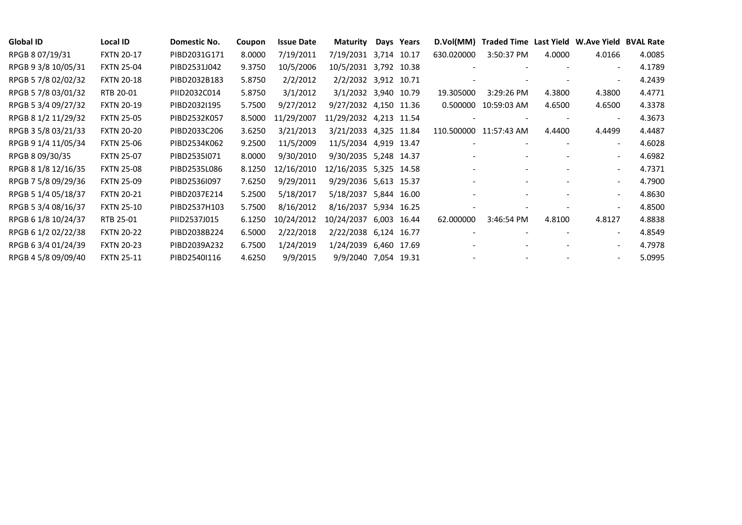| Global ID | Local ID | Domestic No. | Coupon | Issue Date | Maturity | Days | Years | D.Vol(MM) | Traded Time | Last Yield | W.Ave Yield | BVAL Rate |
|---|---|---|---|---|---|---|---|---|---|---|---|---|
| RPGB 8 07/19/31 | FXTN 20-17 | PIBD2031G171 | 8.0000 | 7/19/2011 | 7/19/2031 | 3,714 | 10.17 | 630.020000 | 3:50:37 PM | 4.0000 | 4.0166 | 4.0085 |
| RPGB 9 3/8 10/05/31 | FXTN 25-04 | PIBD2531J042 | 9.3750 | 10/5/2006 | 10/5/2031 | 3,792 | 10.38 | - | - | - | - | 4.1789 |
| RPGB 5 7/8 02/02/32 | FXTN 20-18 | PIBD2032B183 | 5.8750 | 2/2/2012 | 2/2/2032 | 3,912 | 10.71 | - | - | - | - | 4.2439 |
| RPGB 5 7/8 03/01/32 | RTB 20-01 | PIID2032C014 | 5.8750 | 3/1/2012 | 3/1/2032 | 3,940 | 10.79 | 19.305000 | 3:29:26 PM | 4.3800 | 4.3800 | 4.4771 |
| RPGB 5 3/4 09/27/32 | FXTN 20-19 | PIBD2032I195 | 5.7500 | 9/27/2012 | 9/27/2032 | 4,150 | 11.36 | 0.500000 | 10:59:03 AM | 4.6500 | 4.6500 | 4.3378 |
| RPGB 8 1/2 11/29/32 | FXTN 25-05 | PIBD2532K057 | 8.5000 | 11/29/2007 | 11/29/2032 | 4,213 | 11.54 | - | - | - | - | 4.3673 |
| RPGB 3 5/8 03/21/33 | FXTN 20-20 | PIBD2033C206 | 3.6250 | 3/21/2013 | 3/21/2033 | 4,325 | 11.84 | 110.500000 | 11:57:43 AM | 4.4400 | 4.4499 | 4.4487 |
| RPGB 9 1/4 11/05/34 | FXTN 25-06 | PIBD2534K062 | 9.2500 | 11/5/2009 | 11/5/2034 | 4,919 | 13.47 | - | - | - | - | 4.6028 |
| RPGB 8 09/30/35 | FXTN 25-07 | PIBD2535I071 | 8.0000 | 9/30/2010 | 9/30/2035 | 5,248 | 14.37 | - | - | - | - | 4.6982 |
| RPGB 8 1/8 12/16/35 | FXTN 25-08 | PIBD2535L086 | 8.1250 | 12/16/2010 | 12/16/2035 | 5,325 | 14.58 | - | - | - | - | 4.7371 |
| RPGB 7 5/8 09/29/36 | FXTN 25-09 | PIBD2536I097 | 7.6250 | 9/29/2011 | 9/29/2036 | 5,613 | 15.37 | - | - | - | - | 4.7900 |
| RPGB 5 1/4 05/18/37 | FXTN 20-21 | PIBD2037E214 | 5.2500 | 5/18/2017 | 5/18/2037 | 5,844 | 16.00 | - | - | - | - | 4.8630 |
| RPGB 5 3/4 08/16/37 | FXTN 25-10 | PIBD2537H103 | 5.7500 | 8/16/2012 | 8/16/2037 | 5,934 | 16.25 | - | - | - | - | 4.8500 |
| RPGB 6 1/8 10/24/37 | RTB 25-01 | PIID2537J015 | 6.1250 | 10/24/2012 | 10/24/2037 | 6,003 | 16.44 | 62.000000 | 3:46:54 PM | 4.8100 | 4.8127 | 4.8838 |
| RPGB 6 1/2 02/22/38 | FXTN 20-22 | PIBD2038B224 | 6.5000 | 2/22/2018 | 2/22/2038 | 6,124 | 16.77 | - | - | - | - | 4.8549 |
| RPGB 6 3/4 01/24/39 | FXTN 20-23 | PIBD2039A232 | 6.7500 | 1/24/2019 | 1/24/2039 | 6,460 | 17.69 | - | - | - | - | 4.7978 |
| RPGB 4 5/8 09/09/40 | FXTN 25-11 | PIBD2540I116 | 4.6250 | 9/9/2015 | 9/9/2040 | 7,054 | 19.31 | - | - | - | - | 5.0995 |